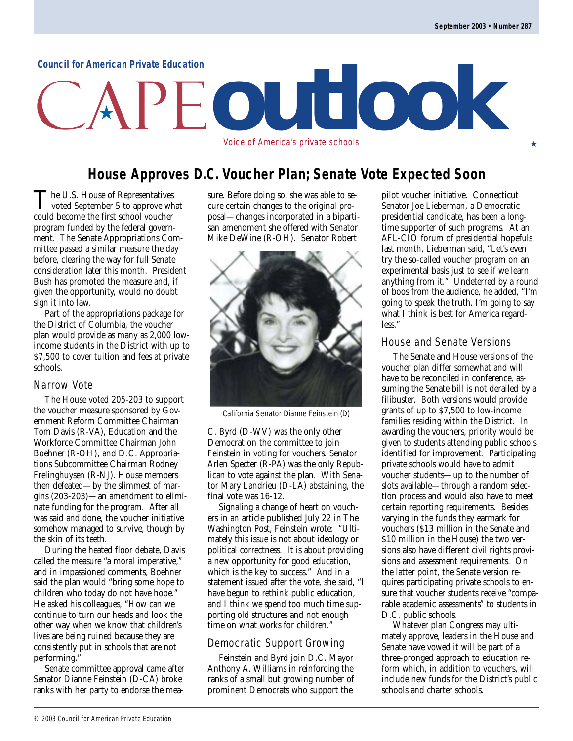Council for American Private Education

# CAPE outlook

Voice of America's private schools

## House Approves D.C. Voucher Plan; Senate Vote Expected Soon

The U.S. House of Representatives voted September 5 to approve what could become the first school voucher program funded by the federal government. The Senate Appropriations Committee passed a similar measure the day before, clearing the way for full Senate consideration later this month. President Bush has promoted the measure and, if given the opportunity, would no doubt sign it into law.

Part of the appropriations package for the District of Columbia, the voucher plan would provide as many as 2,000 low-income students in the District with up to $7,500 to cover tuition and fees at private schools.

### Narrow Vote

The House voted 205-203 to support the voucher measure sponsored by Government Reform Committee Chairman Tom Davis (R-VA), Education and the Workforce Committee Chairman John Boehner (R-OH), and D.C. Appropriations Subcommittee Chairman Rodney Frelinghuysen (R-NJ). House members then defeated—by the slimmest of margins (203-203)—an amendment to eliminate funding for the program. After all was said and done, the voucher initiative somehow managed to survive, though by the skin of its teeth.

During the heated floor debate, Davis called the measure "a moral imperative," and in impassioned comments, Boehner said the plan would "bring some hope to children who today do not have hope." He asked his colleagues, "How can we continue to turn our heads and look the other way when we know that children's lives are being ruined because they are consistently put in schools that are not performing."

Senate committee approval came after Senator Dianne Feinstein (D-CA) broke ranks with her party to endorse the measure. Before doing so, she was able to secure certain changes to the original proposal—changes incorporated in a bipartisan amendment she offered with Senator Mike DeWine (R-OH). Senator Robert C. Byrd (D-WV) was the only other Democrat on the committee to join Feinstein in voting for vouchers. Senator Arlen Specter (R-PA) was the only Republican to vote against the plan. With Senator Mary Landrieu (D-LA) abstaining, the final vote was 16-12.

California Senator Dianne Feinstein (D)

Signaling a change of heart on vouchers in an article published July 22 in The Washington Post, Feinstein wrote: "Ultimately this issue is not about ideology or political correctness. It is about providing a new opportunity for good education, which is the key to success." And in a statement issued after the vote, she said, "I have begun to rethink public education, and I think we spend too much time supporting old structures and not enough time on what works for children."

### Democratic Support Growing

Feinstein and Byrd join D.C. Mayor Anthony A. Williams in reinforcing the ranks of a small but growing number of prominent Democrats who support the pilot voucher initiative. Connecticut Senator Joe Lieberman, a Democratic presidential candidate, has been a longtime supporter of such programs. At an AFL-CIO forum of presidential hopefuls last month, Lieberman said, "Let's even try the so-called voucher program on an experimental basis just to see if we learn anything from it." Undeterred by a round of boos from the audience, he added, "I'm going to speak the truth. I'm going to say what I think is best for America regardless."

### House and Senate Versions

The Senate and House versions of the voucher plan differ somewhat and will have to be reconciled in conference, assuming the Senate bill is not derailed by a filibuster. Both versions would provide grants of up to $7,500 to low-income families residing within the District. In awarding the vouchers, priority would be given to students attending public schools identified for improvement. Participating private schools would have to admit voucher students—up to the number of slots available—through a random selection process and would also have to meet certain reporting requirements. Besides varying in the funds they earmark for vouchers ($13 million in the Senate and $10 million in the House) the two versions also have different civil rights provisions and assessment requirements. On the latter point, the Senate version requires participating private schools to ensure that voucher students receive "comparable academic assessments" to students in D.C. public schools.

Whatever plan Congress may ultimately approve, leaders in the House and Senate have vowed it will be part of a three-pronged approach to education reform which, in addition to vouchers, will include new funds for the District's public schools and charter schools.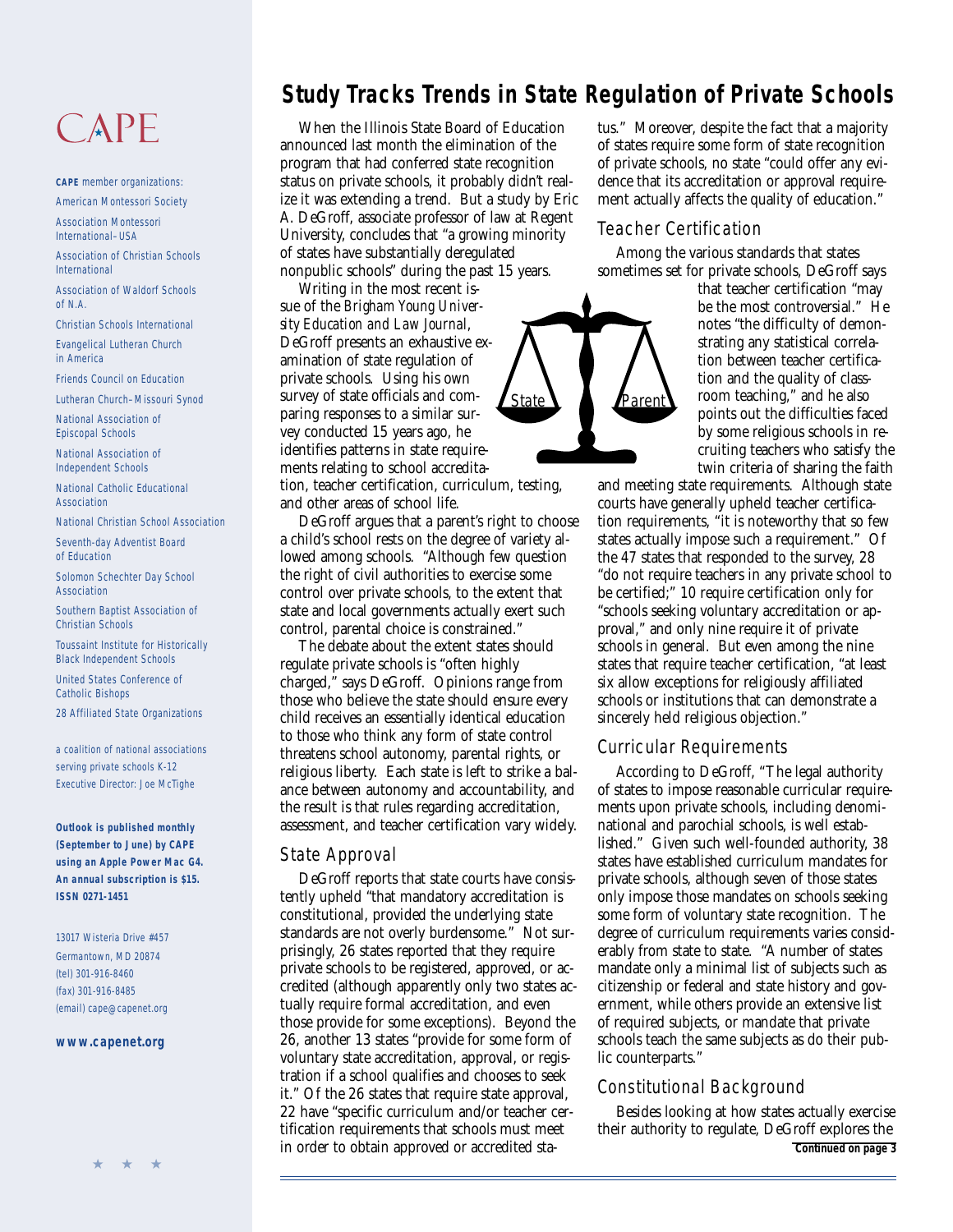CAPE

**CAPE** member organizations:

American Montessori Society

Association Montessori International–USA

Association of Christian Schools International

Association of Waldorf Schools of N.A.

Christian Schools International

Evangelical Lutheran Church in America

Friends Council on Education

Lutheran Church–Missouri Synod

National Association of Episcopal Schools

National Association of Independent Schools

National Catholic Educational Association

National Christian School Association

Seventh-day Adventist Board of Education

Solomon Schechter Day School Association

Southern Baptist Association of Christian Schools

Toussaint Institute for Historically Black Independent Schools

United States Conference of Catholic Bishops

28 Affiliated State Organizations

a coalition of national associations serving private schools K-12

Executive Director: Joe McTighe

**Outlook is published monthly (September to June) by CAPE using an Apple Power Mac G4. An annual subscription is $15. ISSN 0271-1451**

13017 Wisteria Drive #457
Germantown, MD 20874
(tel) 301-916-8460
(fax) 301-916-8485
(email) cape@capenet.org

**www.capenet.org**

# Study Tracks Trends in State Regulation of Private Schools

When the Illinois State Board of Education announced last month the elimination of the program that had conferred state recognition status on private schools, it probably didn't realize it was extending a trend. But a study by Eric A. DeGroff, associate professor of law at Regent University, concludes that "a growing minority of states have substantially deregulated nonpublic schools" during the past 15 years.

Writing in the most recent issue of the *Brigham Young University Education and Law Journal*, DeGroff presents an exhaustive examination of state regulation of private schools. Using his own survey of state officials and comparing responses to a similar survey conducted 15 years ago, he identifies patterns in state requirements relating to school accreditation, teacher certification, curriculum, testing, and other areas of school life.

DeGroff argues that a parent's right to choose a child's school rests on the degree of variety allowed among schools. "Although few question the right of civil authorities to exercise some control over private schools, to the extent that state and local governments actually exert such control, parental choice is constrained."

The debate about the extent states should regulate private schools is "often highly charged," says DeGroff. Opinions range from those who believe the state should ensure every child receives an essentially identical education to those who think any form of state control threatens school autonomy, parental rights, or religious liberty. Each state is left to strike a balance between autonomy and accountability, and the result is that rules regarding accreditation, assessment, and teacher certification vary widely.

## State Approval

DeGroff reports that state courts have consistently upheld "that mandatory accreditation is constitutional, provided the underlying state standards are not overly burdensome." Not surprisingly, 26 states reported that they require private schools to be registered, approved, or accredited (although apparently only two states actually require formal accreditation, and even those provide for some exceptions). Beyond the 26, another 13 states "provide for some form of voluntary state accreditation, approval, or registration if a school qualifies and chooses to seek it." Of the 26 states that require state approval, 22 have "specific curriculum and/or teacher certification requirements that schools must meet in order to obtain approved or accredited status." Moreover, despite the fact that a majority of states require some form of state recognition of private schools, no state "could offer any evidence that its accreditation or approval requirement actually affects the quality of education."

## Teacher Certification

Among the various standards that states sometimes set for private schools, DeGroff says that teacher certification "may be the most controversial." He notes "the difficulty of demonstrating any statistical correlation between teacher certification and the quality of classroom teaching," and he also points out the difficulties faced by some religious schools in recruiting teachers who satisfy the twin criteria of sharing the faith and meeting state requirements. Although state courts have generally upheld teacher certification requirements, "it is noteworthy that so few states actually impose such a requirement." Of the 47 states that responded to the survey, 28 "do not require teachers in any private school to be certified;" 10 require certification only for "schools seeking voluntary accreditation or approval," and only nine require it of private schools in general. But even among the nine states that require teacher certification, "at least six allow exceptions for religiously affiliated schools or institutions that can demonstrate a sincerely held religious objection."

## Curricular Requirements

According to DeGroff, "The legal authority of states to impose reasonable curricular requirements upon private schools, including denominational and parochial schools, is well established." Given such well-founded authority, 38 states have established curriculum mandates for private schools, although seven of those states only impose those mandates on schools seeking some form of voluntary state recognition. The degree of curriculum requirements varies considerably from state to state. "A number of states mandate only a minimal list of subjects such as citizenship or federal and state history and government, while others provide an extensive list of required subjects, or mandate that private schools teach the same subjects as do their public counterparts."

## Constitutional Background

Besides looking at how states actually exercise their authority to regulate, DeGroff explores the

**Continued on page 3**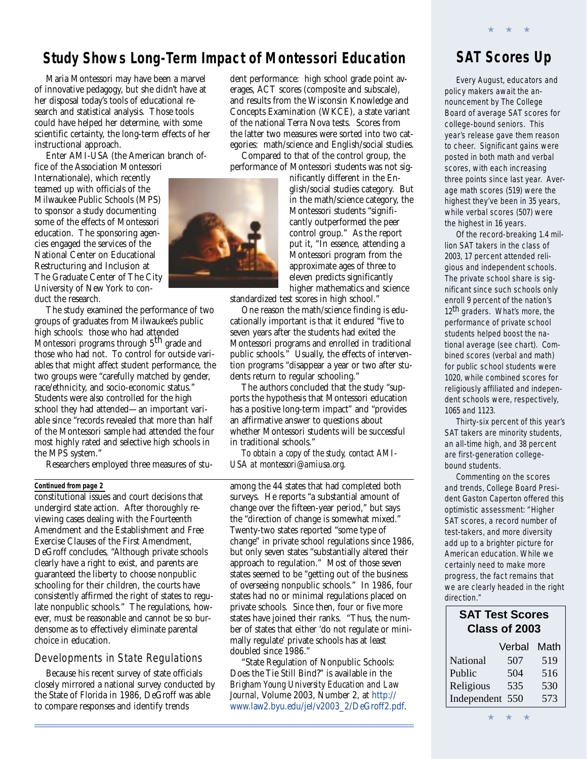## Study Shows Long-Term Impact of Montessori Education

Maria Montessori may have been a marvel of innovative pedagogy, but she didn't have at her disposal today's tools of educational research and statistical analysis. Those tools could have helped her determine, with some scientific certainty, the long-term effects of her instructional approach.

Enter AMI-USA (the American branch office of the Association Montessori Internationale), which recently teamed up with officials of the Milwaukee Public Schools (MPS) to sponsor a study documenting some of the effects of Montessori education. The sponsoring agencies engaged the services of the National Center on Educational Restructuring and Inclusion at The Graduate Center of The City University of New York to conduct the research.

The study examined the performance of two groups of graduates from Milwaukee's public high schools: those who had attended Montessori programs through 5th grade and those who had not. To control for outside variables that might affect student performance, the two groups were "carefully matched by gender, race/ethnicity, and socio-economic status." Students were also controlled for the high school they had attended—an important variable since "records revealed that more than half of the Montessori sample had attended the four most highly rated and selective high schools in the MPS system."

Researchers employed three measures of student performance: high school grade point averages, ACT scores (composite and subscale), and results from the Wisconsin Knowledge and Concepts Examination (WKCE), a state variant of the national Terra Nova tests. Scores from the latter two measures were sorted into two categories: math/science and English/social studies.

Compared to that of the control group, the performance of Montessori students was not significantly different in the English/social studies category. But in the math/science category, the Montessori students "significantly outperformed the peer control group." As the report put it, "In essence, attending a Montessori program from the approximate ages of three to eleven predicts significantly higher mathematics and science standardized test scores in high school."

One reason the math/science finding is educationally important is that it endured "five to seven years after the students had exited the Montessori programs and enrolled in traditional public schools." Usually, the effects of intervention programs "disappear a year or two after students return to regular schooling."

The authors concluded that the study "supports the hypothesis that Montessori education has a positive long-term impact" and "provides an affirmative answer to questions about whether Montessori students will be successful in traditional schools."

*To obtain a copy of the study, contact AMI-USA at montessori@amiusa.org.*

**Continued from page 2**

constitutional issues and court decisions that undergird state action. After thoroughly reviewing cases dealing with the Fourteenth Amendment and the Establishment and Free Exercise Clauses of the First Amendment, DeGroff concludes, "Although private schools clearly have a right to exist, and parents are guaranteed the liberty to choose nonpublic schooling for their children, the courts have consistently affirmed the right of states to regulate nonpublic schools." The regulations, however, must be reasonable and cannot be so burdensome as to effectively eliminate parental choice in education.

### Developments in State Regulations

Because his recent survey of state officials closely mirrored a national survey conducted by the State of Florida in 1986, DeGroff was able to compare responses and identify trends among the 44 states that had completed both surveys. He reports "a substantial amount of change over the fifteen-year period," but says the "direction of change is somewhat mixed." Twenty-two states reported "some type of change" in private school regulations since 1986, but only seven states "substantially altered their approach to regulation." Most of those seven states seemed to be "getting out of the business of overseeing nonpublic schools." In 1986, four states had no or minimal regulations placed on private schools. Since then, four or five more states have joined their ranks. "Thus, the number of states that either 'do not regulate or minimally regulate' private schools has at least doubled since 1986."

"State Regulation of Nonpublic Schools: Does the Tie Still Bind?" is available in the *Brigham Young University Education and Law Journal*, Volume 2003, Number 2, at http://www.law2.byu.edu/jel/v2003_2/DeGroff2.pdf.

## SAT Scores Up

Every August, educators and policy makers await the announcement by The College Board of average SAT scores for college-bound seniors. This year's release gave them reason to cheer. Significant gains were posted in both math and verbal scores, with each increasing three points since last year. Average math scores (519) were the highest they've been in 35 years, while verbal scores (507) were the highest in 16 years.

Of the record-breaking 1.4 million SAT takers in the class of 2003, 17 percent attended religious and independent schools. The private school share is significant since such schools only enroll 9 percent of the nation's 12th graders. What's more, the performance of private school students helped boost the national average (see chart). Combined scores (verbal and math) for public school students were 1020, while combined scores for religiously affiliated and independent schools were, respectively, 1065 and 1123.

Thirty-six percent of this year's SAT takers are minority students, an all-time high, and 38 percent are first-generation college-bound students.

Commenting on the scores and trends, College Board President Gaston Caperton offered this optimistic assessment: "Higher SAT scores, a record number of test-takers, and more diversity add up to a brighter picture for American education. While we certainly need to make more progress, the fact remains that we are clearly headed in the right direction."

**SAT Test Scores Class of 2003**

| | Verbal | Math |
|---|---|---|
| National | 507 | 519 |
| Public | 504 | 516 |
| Religious | 535 | 530 |
| Independent | 550 | 573 |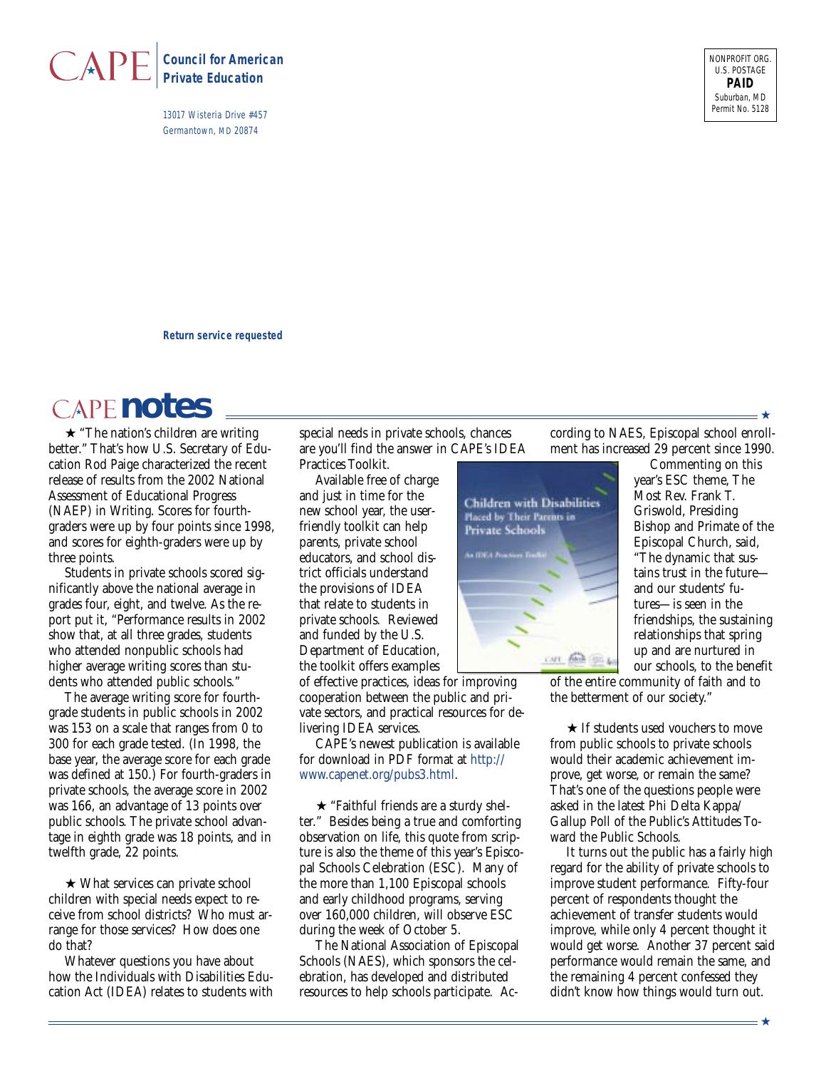CAPE Council for American Private Education

13017 Wisteria Drive #457
Germantown, MD 20874

NONPROFIT ORG.
U.S. POSTAGE
**PAID**
Suburban, MD
Permit No. 5128

**Return service requested**

# CAPE notes

★ "The nation's children are writing better." That's how U.S. Secretary of Education Rod Paige characterized the recent release of results from the 2002 National Assessment of Educational Progress (NAEP) in Writing. Scores for fourth-graders were up by four points since 1998, and scores for eighth-graders were up by three points.

Students in private schools scored significantly above the national average in grades four, eight, and twelve. As the report put it, "Performance results in 2002 show that, at all three grades, students who attended nonpublic schools had higher average writing scores than students who attended public schools."

The average writing score for fourth-grade students in public schools in 2002 was 153 on a scale that ranges from 0 to 300 for each grade tested. (In 1998, the base year, the average score for each grade was defined at 150.) For fourth-graders in private schools, the average score in 2002 was 166, an advantage of 13 points over public schools. The private school advantage in eighth grade was 18 points, and in twelfth grade, 22 points.

★ What services can private school children with special needs expect to receive from school districts? Who must arrange for those services? How does one do that?

Whatever questions you have about how the Individuals with Disabilities Education Act (IDEA) relates to students with special needs in private schools, chances are you'll find the answer in CAPE's IDEA Practices Toolkit.

Available free of charge and just in time for the new school year, the user-friendly toolkit can help parents, private school educators, and school district officials understand the provisions of IDEA that relate to students in private schools. Reviewed and funded by the U.S. Department of Education, the toolkit offers examples of effective practices, ideas for improving cooperation between the public and private sectors, and practical resources for delivering IDEA services.

CAPE's newest publication is available for download in PDF format at http://www.capenet.org/pubs3.html.

★ "Faithful friends are a sturdy shelter." Besides being a true and comforting observation on life, this quote from scripture is also the theme of this year's Episcopal Schools Celebration (ESC). Many of the more than 1,100 Episcopal schools and early childhood programs, serving over 160,000 children, will observe ESC during the week of October 5.

The National Association of Episcopal Schools (NAES), which sponsors the celebration, has developed and distributed resources to help schools participate. According to NAES, Episcopal school enrollment has increased 29 percent since 1990.

Commenting on this year's ESC theme, The Most Rev. Frank T. Griswold, Presiding Bishop and Primate of the Episcopal Church, said, "The dynamic that sustains trust in the future—and our students' futures—is seen in the friendships, the sustaining relationships that spring up and are nurtured in our schools, to the benefit of the entire community of faith and to the betterment of our society."

★ If students used vouchers to move from public schools to private schools would their academic achievement improve, get worse, or remain the same? That's one of the questions people were asked in the latest Phi Delta Kappa/Gallup Poll of the Public's Attitudes Toward the Public Schools.

It turns out the public has a fairly high regard for the ability of private schools to improve student performance. Fifty-four percent of respondents thought the achievement of transfer students would improve, while only 4 percent thought it would get worse. Another 37 percent said performance would remain the same, and the remaining 4 percent confessed they didn't know how things would turn out.